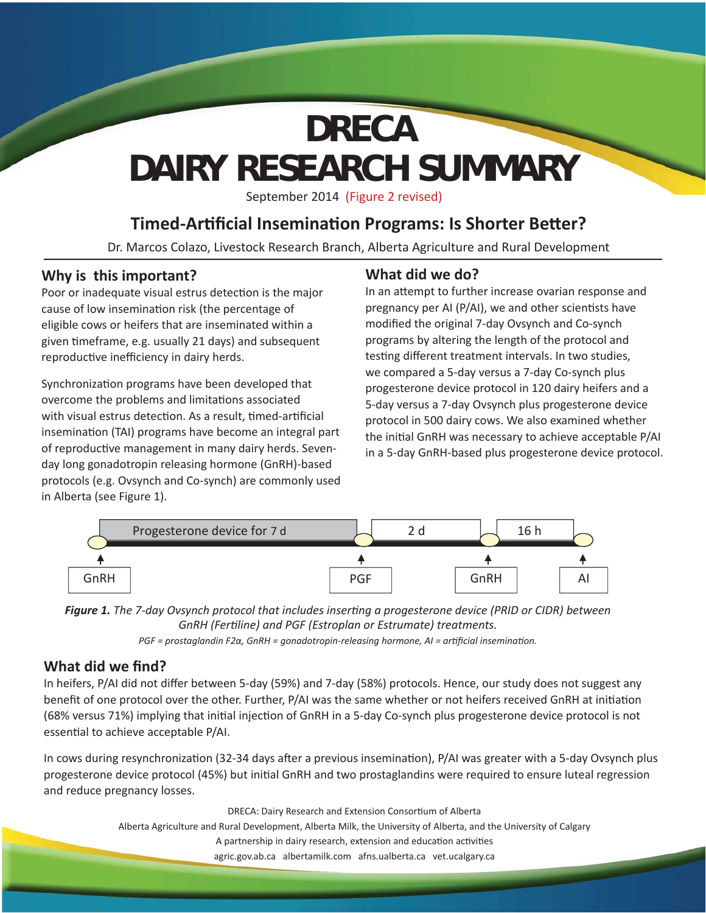# DRECA
# DAIRY RESEARCH SUMMARY

September 2014 (Figure 2 revised)

## Timed-Artificial Insemination Programs: Is Shorter Better?

Dr. Marcos Colazo, Livestock Research Branch, Alberta Agriculture and Rural Development

### Why is this important?

Poor or inadequate visual estrus detection is the major cause of low insemination risk (the percentage of eligible cows or heifers that are inseminated within a given timeframe, e.g. usually 21 days) and subsequent reproductive inefficiency in dairy herds.

Synchronization programs have been developed that overcome the problems and limitations associated with visual estrus detection. As a result, timed-artificial insemination (TAI) programs have become an integral part of reproductive management in many dairy herds. Seven-day long gonadotropin releasing hormone (GnRH)-based protocols (e.g. Ovsynch and Co-synch) are commonly used in Alberta (see Figure 1).

### What did we do?

In an attempt to further increase ovarian response and pregnancy per AI (P/AI), we and other scientists have modified the original 7-day Ovsynch and Co-synch programs by altering the length of the protocol and testing different treatment intervals. In two studies, we compared a 5-day versus a 7-day Co-synch plus progesterone device protocol in 120 dairy heifers and a 5-day versus a 7-day Ovsynch plus progesterone device protocol in 500 dairy cows. We also examined whether the initial GnRH was necessary to achieve acceptable P/AI in a 5-day GnRH-based plus progesterone device protocol.

Progesterone device for 7 d | 2 d | 16 h

GnRH → PGF → GnRH → AI

***Figure 1.*** *The 7-day Ovsynch protocol that includes inserting a progesterone device (PRID or CIDR) between GnRH (Fertiline) and PGF (Estroplan or Estrumate) treatments.*

*PGF = prostaglandin F2α, GnRH = gonadotropin-releasing hormone, AI = artificial insemination.*

### What did we find?

In heifers, P/AI did not differ between 5-day (59%) and 7-day (58%) protocols. Hence, our study does not suggest any benefit of one protocol over the other. Further, P/AI was the same whether or not heifers received GnRH at initiation (68% versus 71%) implying that initial injection of GnRH in a 5-day Co-synch plus progesterone device protocol is not essential to achieve acceptable P/AI.

In cows during resynchronization (32-34 days after a previous insemination), P/AI was greater with a 5-day Ovsynch plus progesterone device protocol (45%) but initial GnRH and two prostaglandins were required to ensure luteal regression and reduce pregnancy losses.

DRECA: Dairy Research and Extension Consortium of Alberta
Alberta Agriculture and Rural Development, Alberta Milk, the University of Alberta, and the University of Calgary
A partnership in dairy research, extension and education activities
agric.gov.ab.ca albertamilk.com afns.ualberta.ca vet.ucalgary.ca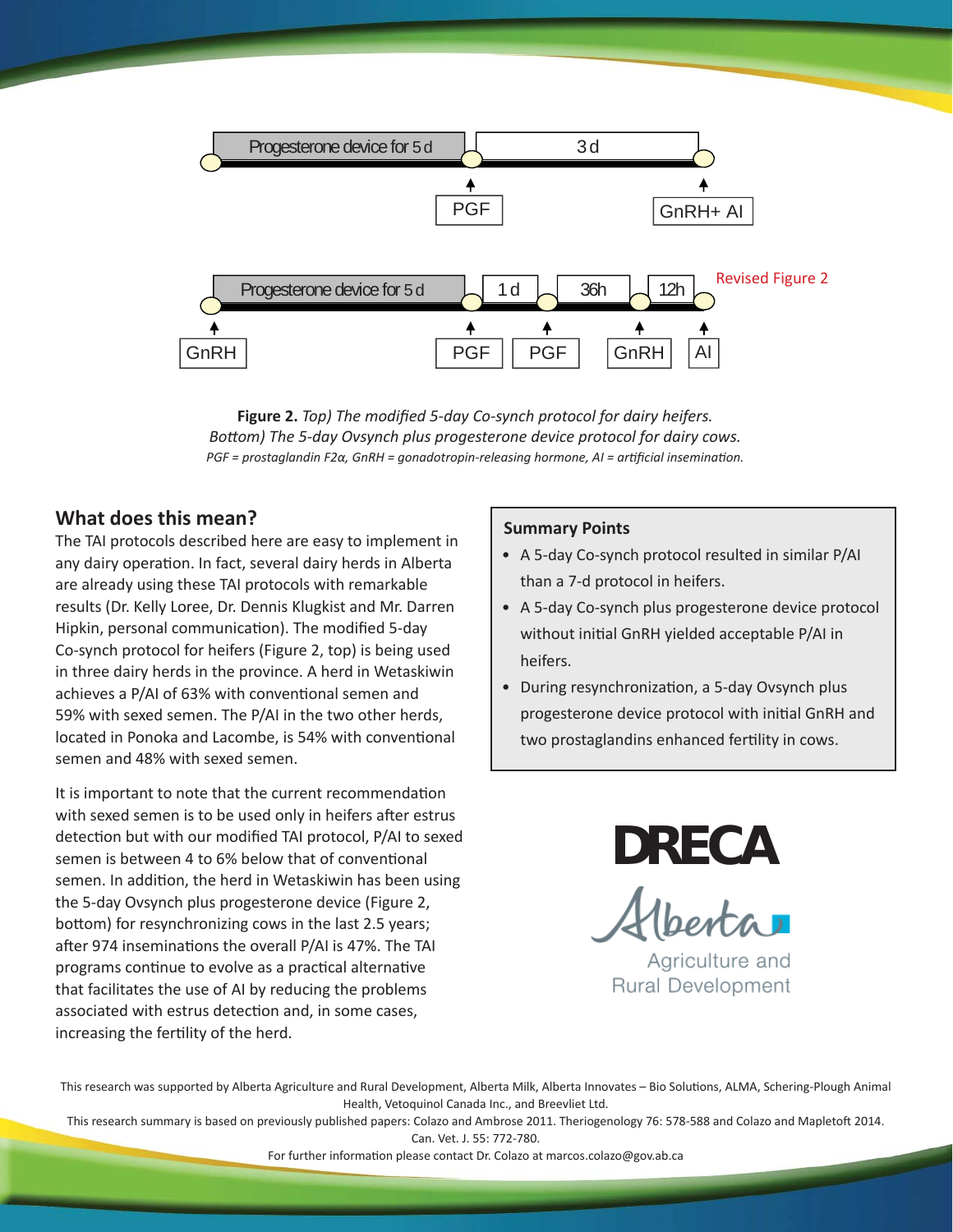Progesterone device for 5 d

3 d

PGF

GnRH+ AI

Progesterone device for 5 d

1 d

36h

12h

Revised Figure 2

GnRH

PGF

PGF

GnRH

AI

**Figure 2.** *Top) The modified 5-day Co-synch protocol for dairy heifers. Bottom) The 5-day Ovsynch plus progesterone device protocol for dairy cows.*
*PGF = prostaglandin F2α, GnRH = gonadotropin-releasing hormone, AI = artificial insemination.*

## What does this mean?

The TAI protocols described here are easy to implement in any dairy operation. In fact, several dairy herds in Alberta are already using these TAI protocols with remarkable results (Dr. Kelly Loree, Dr. Dennis Klugkist and Mr. Darren Hipkin, personal communication). The modified 5-day Co-synch protocol for heifers (Figure 2, top) is being used in three dairy herds in the province. A herd in Wetaskiwin achieves a P/AI of 63% with conventional semen and 59% with sexed semen. The P/AI in the two other herds, located in Ponoka and Lacombe, is 54% with conventional semen and 48% with sexed semen.

It is important to note that the current recommendation with sexed semen is to be used only in heifers after estrus detection but with our modified TAI protocol, P/AI to sexed semen is between 4 to 6% below that of conventional semen. In addition, the herd in Wetaskiwin has been using the 5-day Ovsynch plus progesterone device (Figure 2, bottom) for resynchronizing cows in the last 2.5 years; after 974 inseminations the overall P/AI is 47%. The TAI programs continue to evolve as a practical alternative that facilitates the use of AI by reducing the problems associated with estrus detection and, in some cases, increasing the fertility of the herd.

### Summary Points

- A 5-day Co-synch protocol resulted in similar P/AI than a 7-d protocol in heifers.
- A 5-day Co-synch plus progesterone device protocol without initial GnRH yielded acceptable P/AI in heifers.
- During resynchronization, a 5-day Ovsynch plus progesterone device protocol with initial GnRH and two prostaglandins enhanced fertility in cows.

DRECA

Alberta Agriculture and Rural Development

This research was supported by Alberta Agriculture and Rural Development, Alberta Milk, Alberta Innovates – Bio Solutions, ALMA, Schering-Plough Animal Health, Vetoquinol Canada Inc., and Breevliet Ltd.

This research summary is based on previously published papers: Colazo and Ambrose 2011. Theriogenology 76: 578-588 and Colazo and Mapletoft 2014. Can. Vet. J. 55: 772-780.

For further information please contact Dr. Colazo at marcos.colazo@gov.ab.ca